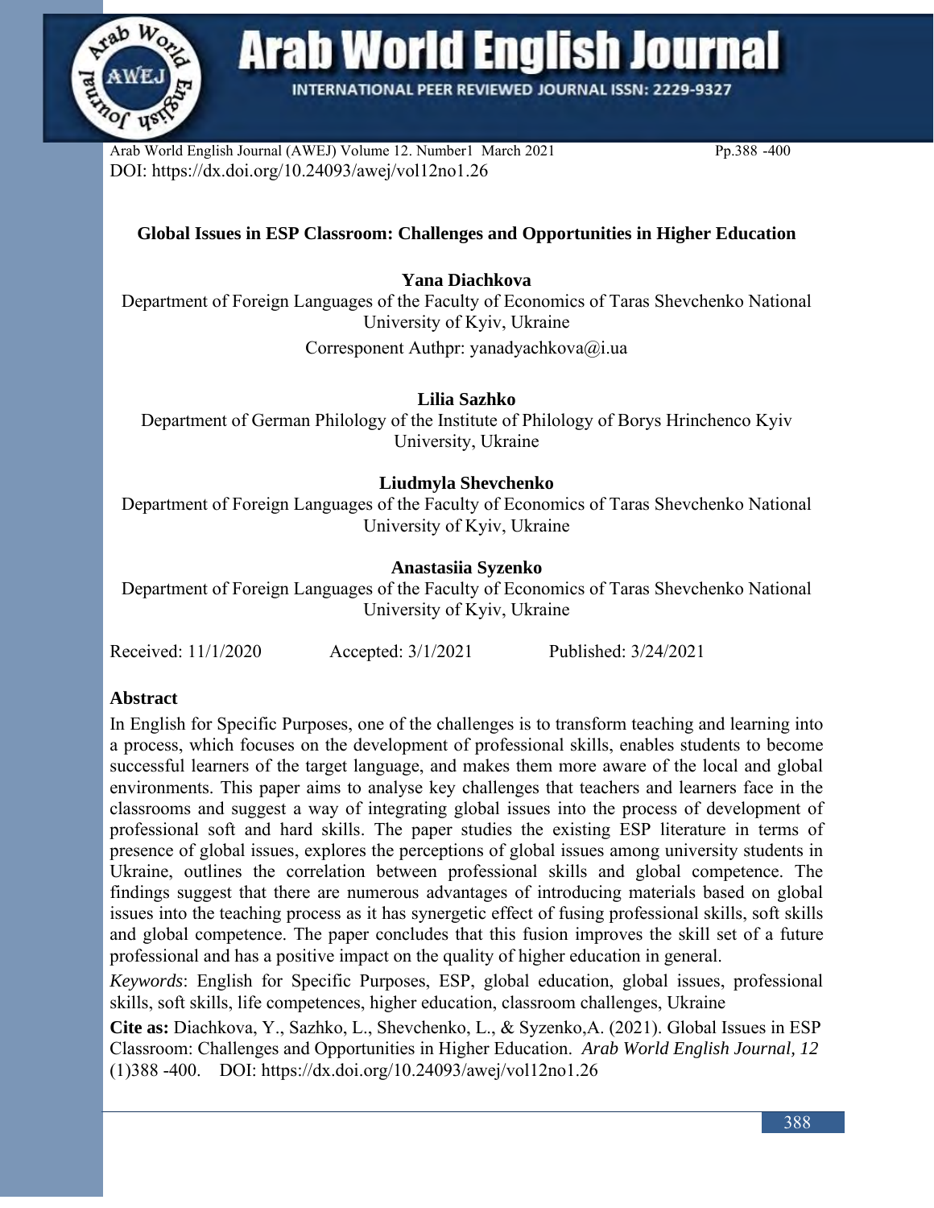DOI: https://dx.doi.org/10.24093/awej/vol12no1.26

# Global Issues in ESP Classroom: Challenges and Opportunities in Higher Education

**Yana Diachkova**
Department of Foreign Languages of the Faculty of Economics of Taras Shevchenko National University of Kyiv, Ukraine
Corresponent Authpr: yanadyachkova@i.ua

**Lilia Sazhko**
Department of German Philology of the Institute of Philology of Borys Hrinchenco Kyiv University, Ukraine

**Liudmyla Shevchenko**
Department of Foreign Languages of the Faculty of Economics of Taras Shevchenko National University of Kyiv, Ukraine

**Anastasiia Syzenko**
Department of Foreign Languages of the Faculty of Economics of Taras Shevchenko National University of Kyiv, Ukraine

Received: 11/1/2020 Accepted: 3/1/2021 Published: 3/24/2021

## Abstract

In English for Specific Purposes, one of the challenges is to transform teaching and learning into a process, which focuses on the development of professional skills, enables students to become successful learners of the target language, and makes them more aware of the local and global environments. This paper aims to analyse key challenges that teachers and learners face in the classrooms and suggest a way of integrating global issues into the process of development of professional soft and hard skills. The paper studies the existing ESP literature in terms of presence of global issues, explores the perceptions of global issues among university students in Ukraine, outlines the correlation between professional skills and global competence. The findings suggest that there are numerous advantages of introducing materials based on global issues into the teaching process as it has synergetic effect of fusing professional skills, soft skills and global competence. The paper concludes that this fusion improves the skill set of a future professional and has a positive impact on the quality of higher education in general.

*Keywords*: English for Specific Purposes, ESP, global education, global issues, professional skills, soft skills, life competences, higher education, classroom challenges, Ukraine

**Cite as:** Diachkova, Y., Sazhko, L., Shevchenko, L., & Syzenko,A. (2021). Global Issues in ESP Classroom: Challenges and Opportunities in Higher Education. *Arab World English Journal, 12* (1)388 -400. DOI: https://dx.doi.org/10.24093/awej/vol12no1.26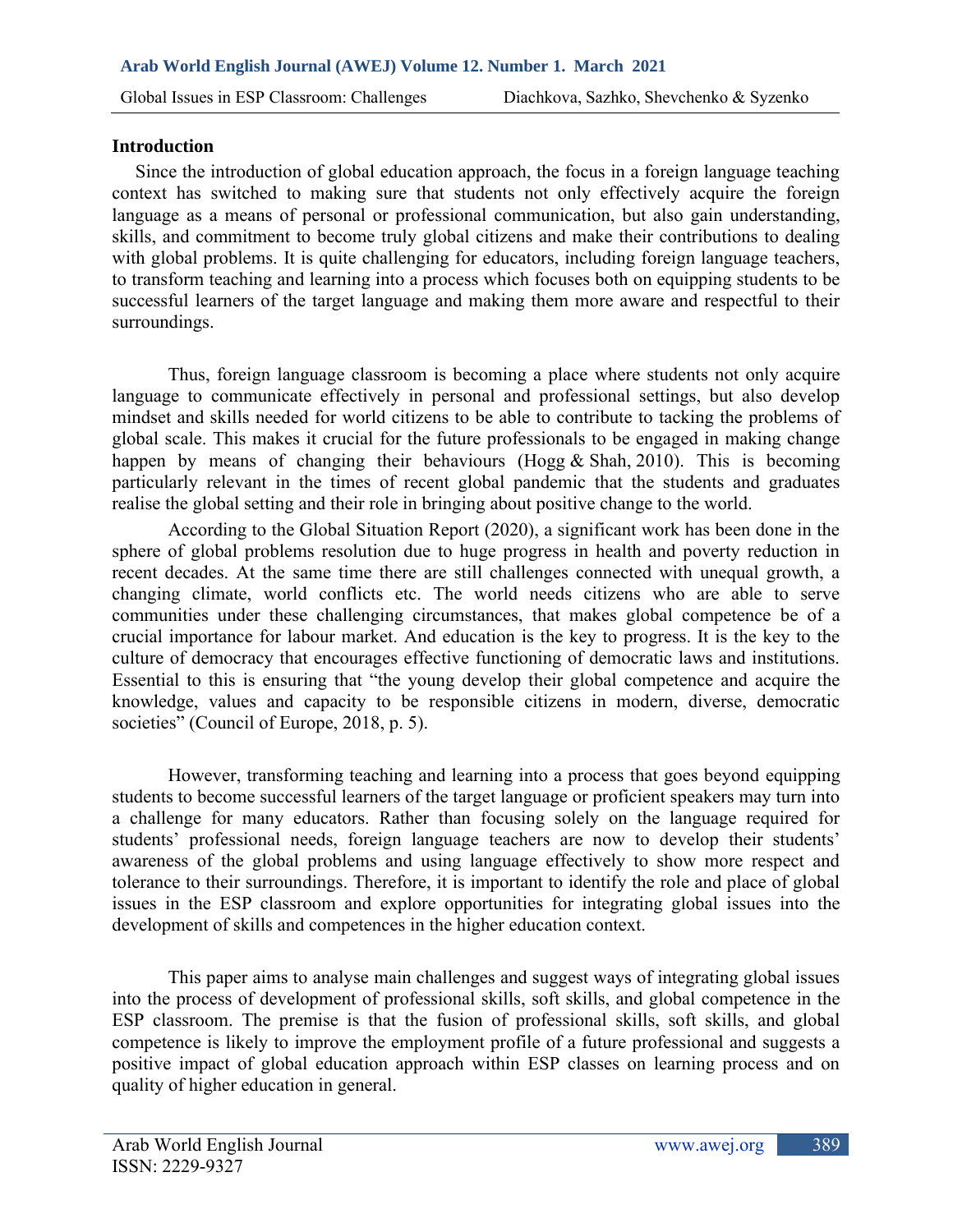## Introduction

Since the introduction of global education approach, the focus in a foreign language teaching context has switched to making sure that students not only effectively acquire the foreign language as a means of personal or professional communication, but also gain understanding, skills, and commitment to become truly global citizens and make their contributions to dealing with global problems. It is quite challenging for educators, including foreign language teachers, to transform teaching and learning into a process which focuses both on equipping students to be successful learners of the target language and making them more aware and respectful to their surroundings.

Thus, foreign language classroom is becoming a place where students not only acquire language to communicate effectively in personal and professional settings, but also develop mindset and skills needed for world citizens to be able to contribute to tacking the problems of global scale. This makes it crucial for the future professionals to be engaged in making change happen by means of changing their behaviours (Hogg & Shah, 2010). This is becoming particularly relevant in the times of recent global pandemic that the students and graduates realise the global setting and their role in bringing about positive change to the world.

According to the Global Situation Report (2020), a significant work has been done in the sphere of global problems resolution due to huge progress in health and poverty reduction in recent decades. At the same time there are still challenges connected with unequal growth, a changing climate, world conflicts etc. The world needs citizens who are able to serve communities under these challenging circumstances, that makes global competence be of a crucial importance for labour market. And education is the key to progress. It is the key to the culture of democracy that encourages effective functioning of democratic laws and institutions. Essential to this is ensuring that "the young develop their global competence and acquire the knowledge, values and capacity to be responsible citizens in modern, diverse, democratic societies" (Council of Europe, 2018, p. 5).

However, transforming teaching and learning into a process that goes beyond equipping students to become successful learners of the target language or proficient speakers may turn into a challenge for many educators. Rather than focusing solely on the language required for students' professional needs, foreign language teachers are now to develop their students' awareness of the global problems and using language effectively to show more respect and tolerance to their surroundings. Therefore, it is important to identify the role and place of global issues in the ESP classroom and explore opportunities for integrating global issues into the development of skills and competences in the higher education context.

This paper aims to analyse main challenges and suggest ways of integrating global issues into the process of development of professional skills, soft skills, and global competence in the ESP classroom. The premise is that the fusion of professional skills, soft skills, and global competence is likely to improve the employment profile of a future professional and suggests a positive impact of global education approach within ESP classes on learning process and on quality of higher education in general.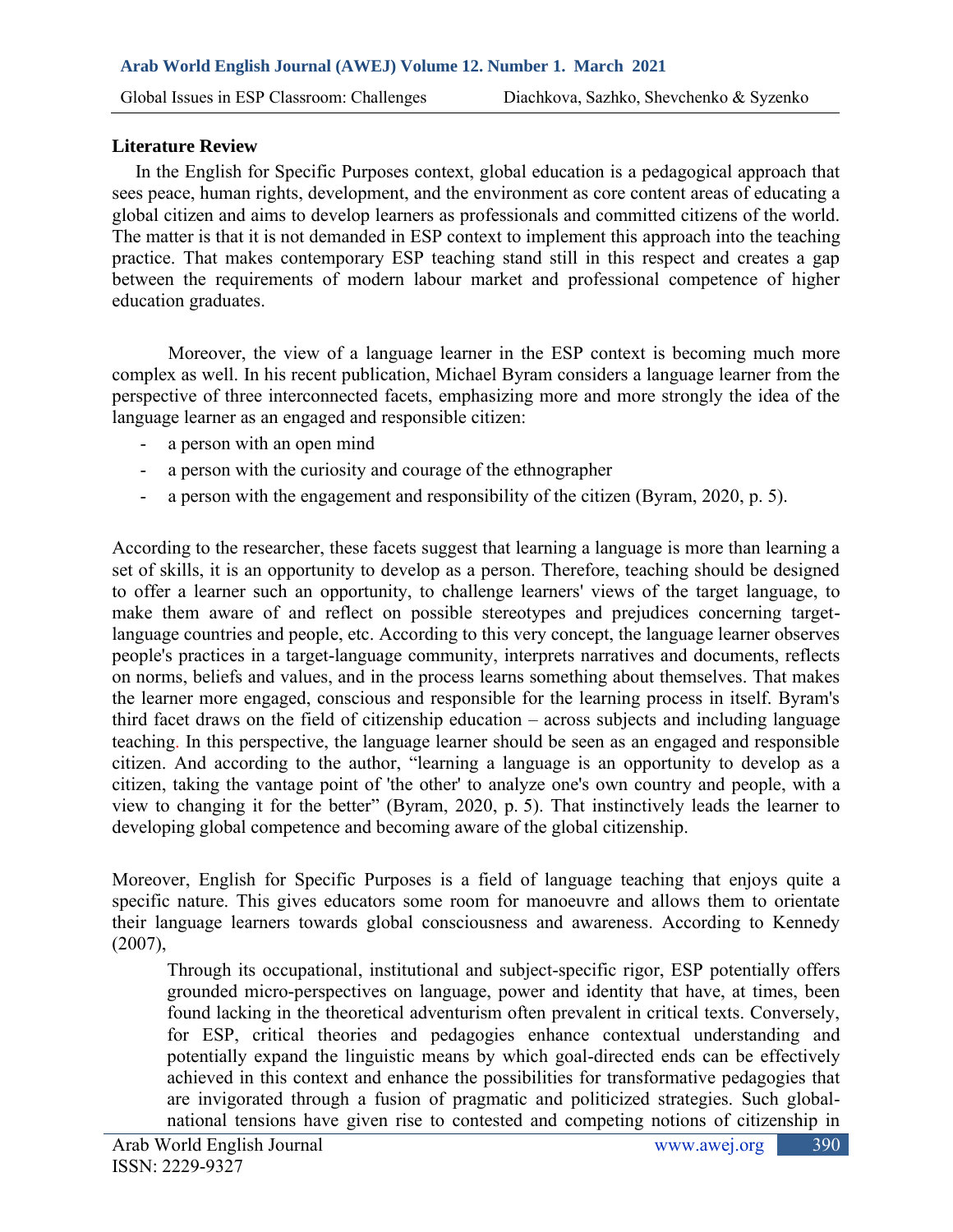### Literature Review

In the English for Specific Purposes context, global education is a pedagogical approach that sees peace, human rights, development, and the environment as core content areas of educating a global citizen and aims to develop learners as professionals and committed citizens of the world. The matter is that it is not demanded in ESP context to implement this approach into the teaching practice. That makes contemporary ESP teaching stand still in this respect and creates a gap between the requirements of modern labour market and professional competence of higher education graduates.

Moreover, the view of a language learner in the ESP context is becoming much more complex as well. In his recent publication, Michael Byram considers a language learner from the perspective of three interconnected facets, emphasizing more and more strongly the idea of the language learner as an engaged and responsible citizen:

- a person with an open mind
- a person with the curiosity and courage of the ethnographer
- a person with the engagement and responsibility of the citizen (Byram, 2020, p. 5).

According to the researcher, these facets suggest that learning a language is more than learning a set of skills, it is an opportunity to develop as a person. Therefore, teaching should be designed to offer a learner such an opportunity, to challenge learners' views of the target language, to make them aware of and reflect on possible stereotypes and prejudices concerning target-language countries and people, etc. According to this very concept, the language learner observes people's practices in a target-language community, interprets narratives and documents, reflects on norms, beliefs and values, and in the process learns something about themselves. That makes the learner more engaged, conscious and responsible for the learning process in itself. Byram's third facet draws on the field of citizenship education – across subjects and including language teaching. In this perspective, the language learner should be seen as an engaged and responsible citizen. And according to the author, "learning a language is an opportunity to develop as a citizen, taking the vantage point of 'the other' to analyze one's own country and people, with a view to changing it for the better" (Byram, 2020, p. 5). That instinctively leads the learner to developing global competence and becoming aware of the global citizenship.

Moreover, English for Specific Purposes is a field of language teaching that enjoys quite a specific nature. This gives educators some room for manoeuvre and allows them to orientate their language learners towards global consciousness and awareness. According to Kennedy (2007),

> Through its occupational, institutional and subject-specific rigor, ESP potentially offers grounded micro-perspectives on language, power and identity that have, at times, been found lacking in the theoretical adventurism often prevalent in critical texts. Conversely, for ESP, critical theories and pedagogies enhance contextual understanding and potentially expand the linguistic means by which goal-directed ends can be effectively achieved in this context and enhance the possibilities for transformative pedagogies that are invigorated through a fusion of pragmatic and politicized strategies. Such global-national tensions have given rise to contested and competing notions of citizenship in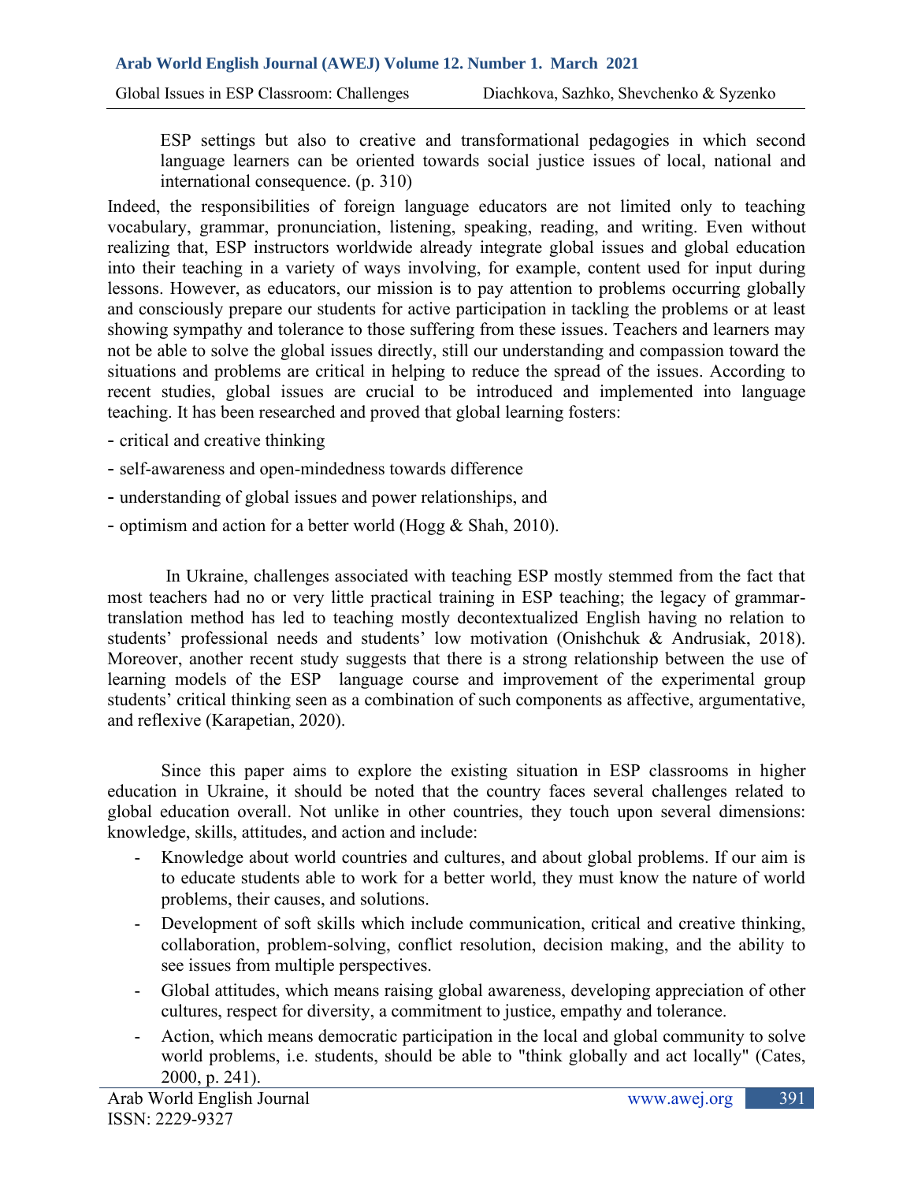> ESP settings but also to creative and transformational pedagogies in which second language learners can be oriented towards social justice issues of local, national and international consequence. (p. 310)

Indeed, the responsibilities of foreign language educators are not limited only to teaching vocabulary, grammar, pronunciation, listening, speaking, reading, and writing. Even without realizing that, ESP instructors worldwide already integrate global issues and global education into their teaching in a variety of ways involving, for example, content used for input during lessons. However, as educators, our mission is to pay attention to problems occurring globally and consciously prepare our students for active participation in tackling the problems or at least showing sympathy and tolerance to those suffering from these issues. Teachers and learners may not be able to solve the global issues directly, still our understanding and compassion toward the situations and problems are critical in helping to reduce the spread of the issues. According to recent studies, global issues are crucial to be introduced and implemented into language teaching. It has been researched and proved that global learning fosters:

- critical and creative thinking
- self-awareness and open-mindedness towards difference
- understanding of global issues and power relationships, and
- optimism and action for a better world (Hogg & Shah, 2010).

In Ukraine, challenges associated with teaching ESP mostly stemmed from the fact that most teachers had no or very little practical training in ESP teaching; the legacy of grammar-translation method has led to teaching mostly decontextualized English having no relation to students' professional needs and students' low motivation (Onishchuk & Andrusiak, 2018). Moreover, another recent study suggests that there is a strong relationship between the use of learning models of the ESP language course and improvement of the experimental group students' critical thinking seen as a combination of such components as affective, argumentative, and reflexive (Karapetian, 2020).

Since this paper aims to explore the existing situation in ESP classrooms in higher education in Ukraine, it should be noted that the country faces several challenges related to global education overall. Not unlike in other countries, they touch upon several dimensions: knowledge, skills, attitudes, and action and include:

- Knowledge about world countries and cultures, and about global problems. If our aim is to educate students able to work for a better world, they must know the nature of world problems, their causes, and solutions.
- Development of soft skills which include communication, critical and creative thinking, collaboration, problem-solving, conflict resolution, decision making, and the ability to see issues from multiple perspectives.
- Global attitudes, which means raising global awareness, developing appreciation of other cultures, respect for diversity, a commitment to justice, empathy and tolerance.
- Action, which means democratic participation in the local and global community to solve world problems, i.e. students, should be able to "think globally and act locally" (Cates, 2000, p. 241).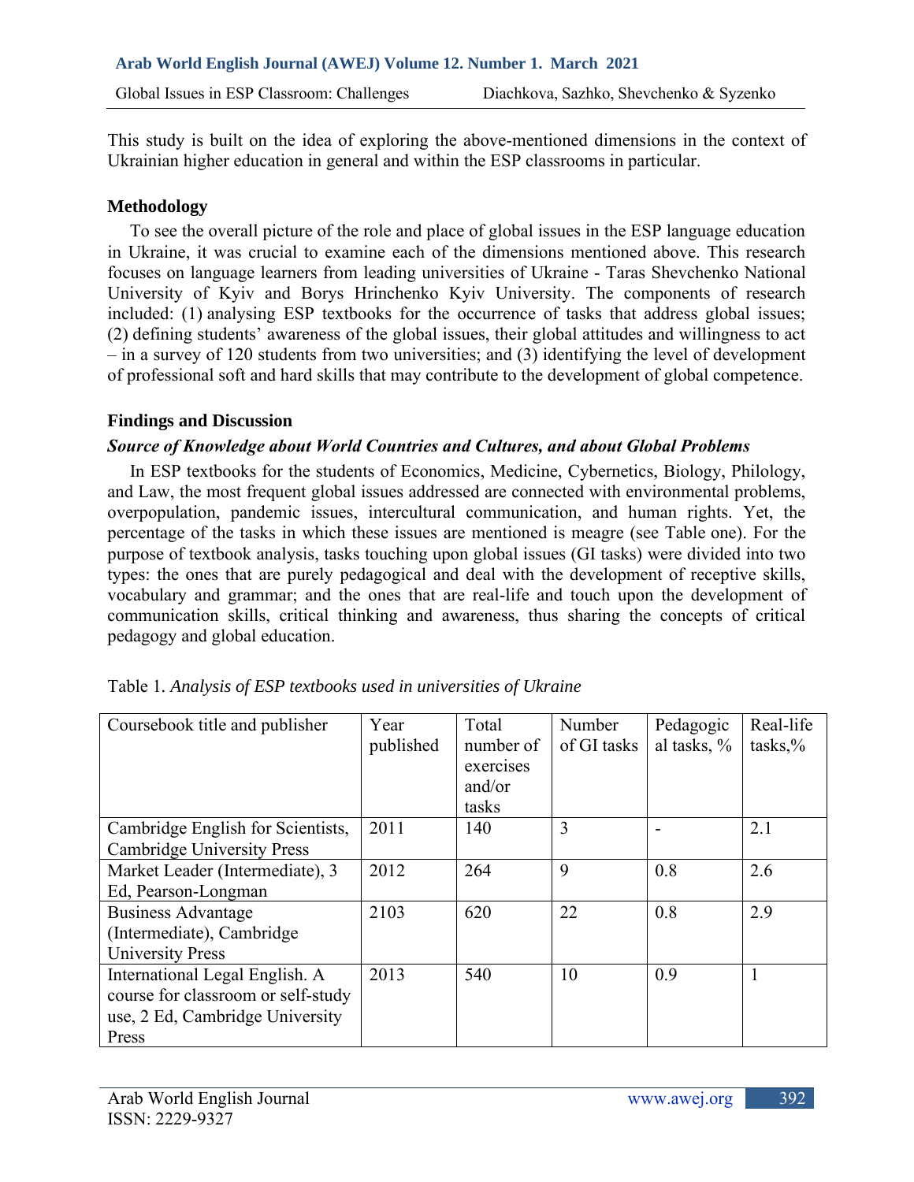This study is built on the idea of exploring the above-mentioned dimensions in the context of Ukrainian higher education in general and within the ESP classrooms in particular.

## Methodology

To see the overall picture of the role and place of global issues in the ESP language education in Ukraine, it was crucial to examine each of the dimensions mentioned above. This research focuses on language learners from leading universities of Ukraine - Taras Shevchenko National University of Kyiv and Borys Hrinchenko Kyiv University. The components of research included: (1) analysing ESP textbooks for the occurrence of tasks that address global issues; (2) defining students' awareness of the global issues, their global attitudes and willingness to act – in a survey of 120 students from two universities; and (3) identifying the level of development of professional soft and hard skills that may contribute to the development of global competence.

## Findings and Discussion

### *Source of Knowledge about World Countries and Cultures, and about Global Problems*

In ESP textbooks for the students of Economics, Medicine, Cybernetics, Biology, Philology, and Law, the most frequent global issues addressed are connected with environmental problems, overpopulation, pandemic issues, intercultural communication, and human rights. Yet, the percentage of the tasks in which these issues are mentioned is meagre (see Table one). For the purpose of textbook analysis, tasks touching upon global issues (GI tasks) were divided into two types: the ones that are purely pedagogical and deal with the development of receptive skills, vocabulary and grammar; and the ones that are real-life and touch upon the development of communication skills, critical thinking and awareness, thus sharing the concepts of critical pedagogy and global education.

Table 1. *Analysis of ESP textbooks used in universities of Ukraine*

| Coursebook title and publisher | Year published | Total number of exercises and/or tasks | Number of GI tasks | Pedagogical tasks, % | Real-life tasks,% |
|---|---|---|---|---|---|
| Cambridge English for Scientists, Cambridge University Press | 2011 | 140 | 3 | - | 2.1 |
| Market Leader (Intermediate), 3 Ed, Pearson-Longman | 2012 | 264 | 9 | 0.8 | 2.6 |
| Business Advantage (Intermediate), Cambridge University Press | 2103 | 620 | 22 | 0.8 | 2.9 |
| International Legal English. A course for classroom or self-study use, 2 Ed, Cambridge University Press | 2013 | 540 | 10 | 0.9 | 1 |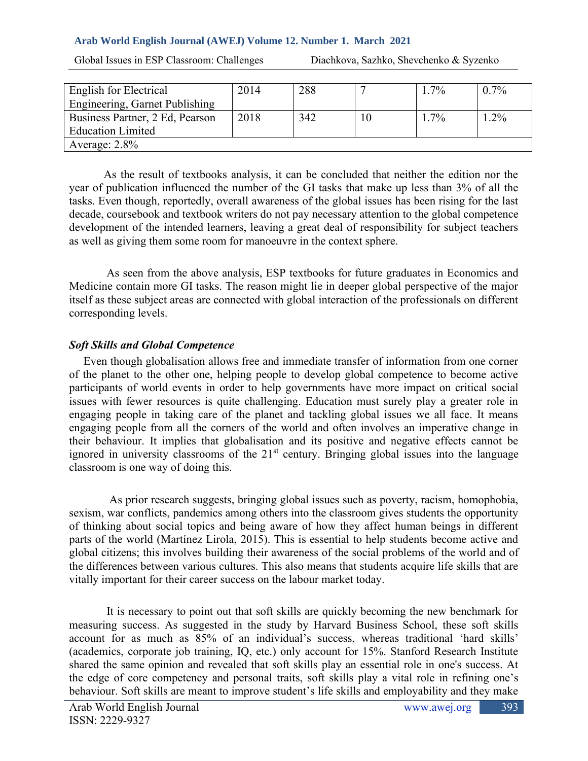| English for Electrical Engineering, Garnet Publishing | 2014 | 288 | 7 | 1.7% | 0.7% |
|---|---|---|---|---|---|
| Business Partner, 2 Ed, Pearson Education Limited | 2018 | 342 | 10 | 1.7% | 1.2% |
| Average: 2.8% | | | | | |

As the result of textbooks analysis, it can be concluded that neither the edition nor the year of publication influenced the number of the GI tasks that make up less than 3% of all the tasks. Even though, reportedly, overall awareness of the global issues has been rising for the last decade, coursebook and textbook writers do not pay necessary attention to the global competence development of the intended learners, leaving a great deal of responsibility for subject teachers as well as giving them some room for manoeuvre in the context sphere.

As seen from the above analysis, ESP textbooks for future graduates in Economics and Medicine contain more GI tasks. The reason might lie in deeper global perspective of the major itself as these subject areas are connected with global interaction of the professionals on different corresponding levels.

### *Soft Skills and Global Competence*

Even though globalisation allows free and immediate transfer of information from one corner of the planet to the other one, helping people to develop global competence to become active participants of world events in order to help governments have more impact on critical social issues with fewer resources is quite challenging. Education must surely play a greater role in engaging people in taking care of the planet and tackling global issues we all face. It means engaging people from all the corners of the world and often involves an imperative change in their behaviour. It implies that globalisation and its positive and negative effects cannot be ignored in university classrooms of the 21st century. Bringing global issues into the language classroom is one way of doing this.

As prior research suggests, bringing global issues such as poverty, racism, homophobia, sexism, war conflicts, pandemics among others into the classroom gives students the opportunity of thinking about social topics and being aware of how they affect human beings in different parts of the world (Martínez Lirola, 2015). This is essential to help students become active and global citizens; this involves building their awareness of the social problems of the world and of the differences between various cultures. This also means that students acquire life skills that are vitally important for their career success on the labour market today.

It is necessary to point out that soft skills are quickly becoming the new benchmark for measuring success. As suggested in the study by Harvard Business School, these soft skills account for as much as 85% of an individual's success, whereas traditional 'hard skills' (academics, corporate job training, IQ, etc.) only account for 15%. Stanford Research Institute shared the same opinion and revealed that soft skills play an essential role in one's success. At the edge of core competency and personal traits, soft skills play a vital role in refining one's behaviour. Soft skills are meant to improve student's life skills and employability and they make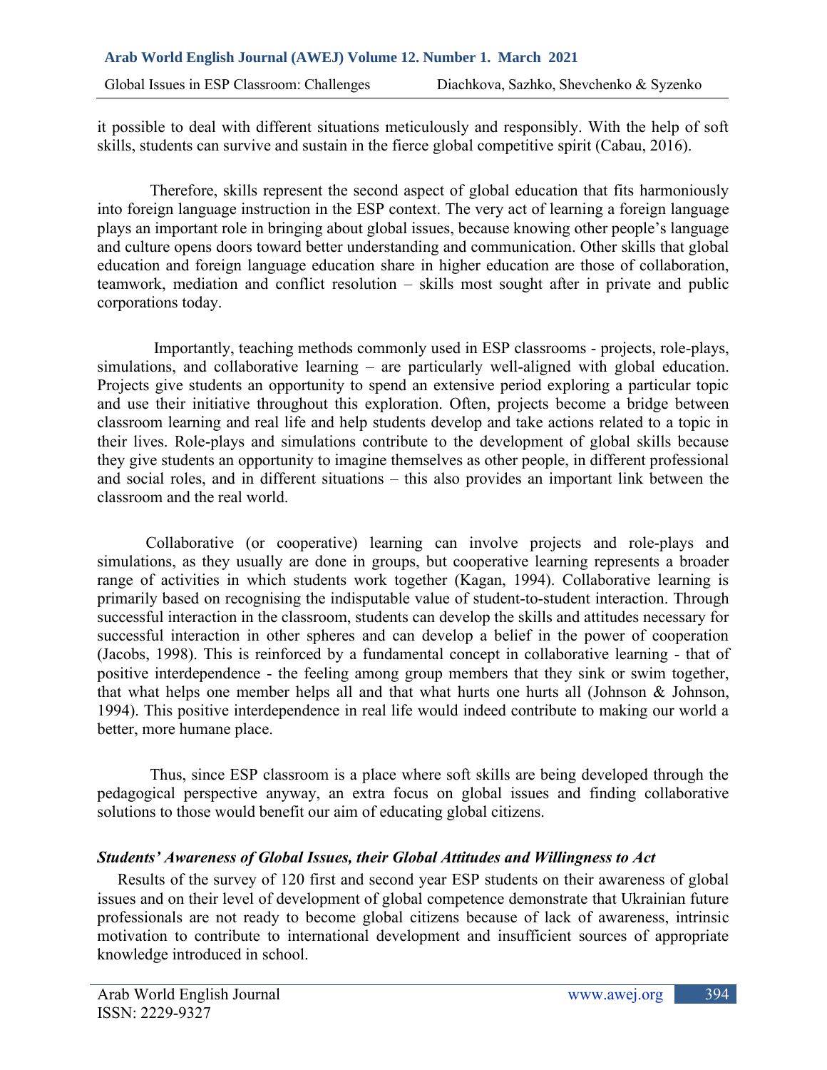it possible to deal with different situations meticulously and responsibly. With the help of soft skills, students can survive and sustain in the fierce global competitive spirit (Cabau, 2016).

Therefore, skills represent the second aspect of global education that fits harmoniously into foreign language instruction in the ESP context. The very act of learning a foreign language plays an important role in bringing about global issues, because knowing other people's language and culture opens doors toward better understanding and communication. Other skills that global education and foreign language education share in higher education are those of collaboration, teamwork, mediation and conflict resolution – skills most sought after in private and public corporations today.

Importantly, teaching methods commonly used in ESP classrooms - projects, role-plays, simulations, and collaborative learning – are particularly well-aligned with global education. Projects give students an opportunity to spend an extensive period exploring a particular topic and use their initiative throughout this exploration. Often, projects become a bridge between classroom learning and real life and help students develop and take actions related to a topic in their lives. Role-plays and simulations contribute to the development of global skills because they give students an opportunity to imagine themselves as other people, in different professional and social roles, and in different situations – this also provides an important link between the classroom and the real world.

Collaborative (or cooperative) learning can involve projects and role-plays and simulations, as they usually are done in groups, but cooperative learning represents a broader range of activities in which students work together (Kagan, 1994). Collaborative learning is primarily based on recognising the indisputable value of student-to-student interaction. Through successful interaction in the classroom, students can develop the skills and attitudes necessary for successful interaction in other spheres and can develop a belief in the power of cooperation (Jacobs, 1998). This is reinforced by a fundamental concept in collaborative learning - that of positive interdependence - the feeling among group members that they sink or swim together, that what helps one member helps all and that what hurts one hurts all (Johnson & Johnson, 1994). This positive interdependence in real life would indeed contribute to making our world a better, more humane place.

Thus, since ESP classroom is a place where soft skills are being developed through the pedagogical perspective anyway, an extra focus on global issues and finding collaborative solutions to those would benefit our aim of educating global citizens.

### *Students' Awareness of Global Issues, their Global Attitudes and Willingness to Act*

Results of the survey of 120 first and second year ESP students on their awareness of global issues and on their level of development of global competence demonstrate that Ukrainian future professionals are not ready to become global citizens because of lack of awareness, intrinsic motivation to contribute to international development and insufficient sources of appropriate knowledge introduced in school.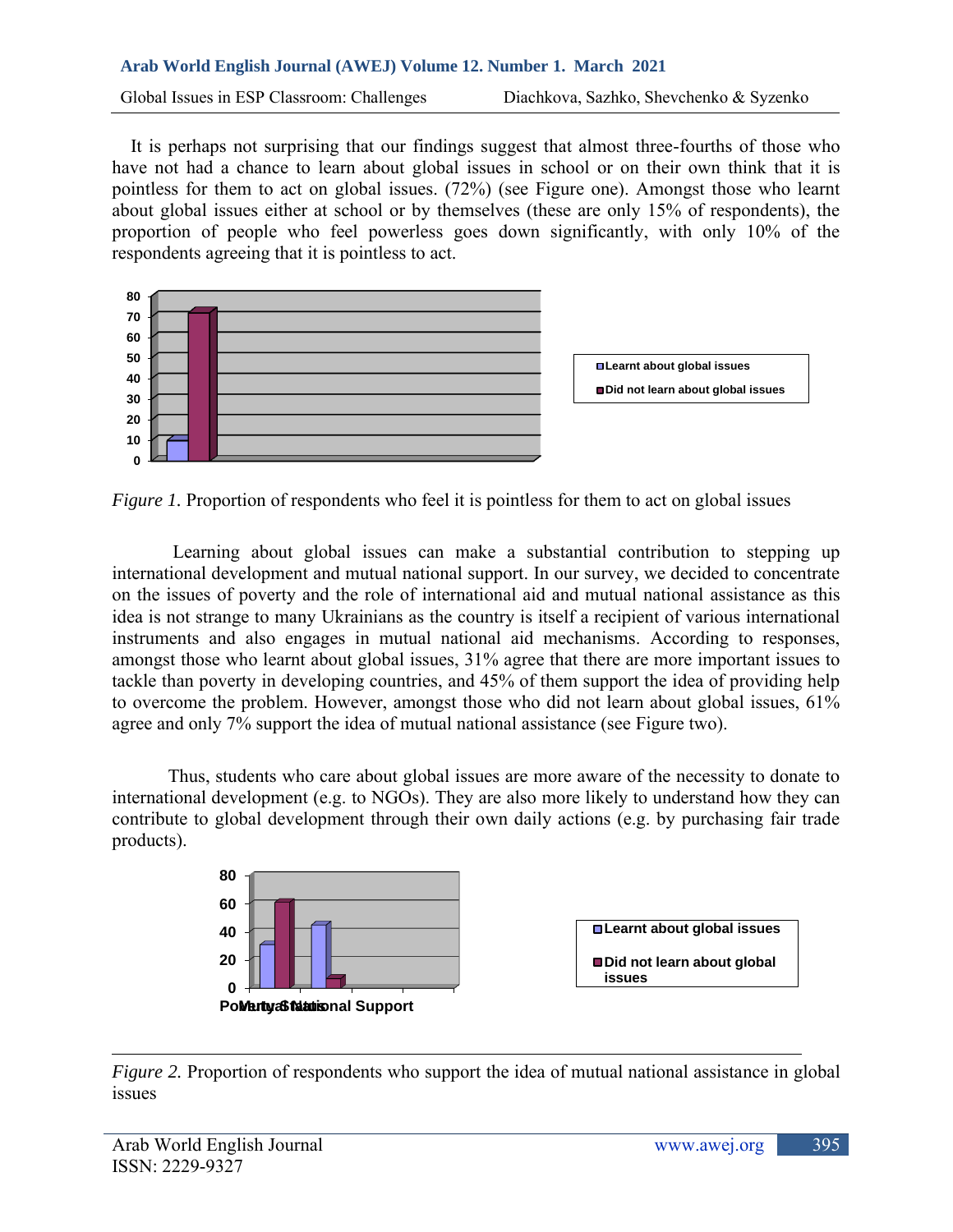It is perhaps not surprising that our findings suggest that almost three-fourths of those who have not had a chance to learn about global issues in school or on their own think that it is pointless for them to act on global issues. (72%) (see Figure one). Amongst those who learnt about global issues either at school or by themselves (these are only 15% of respondents), the proportion of people who feel powerless goes down significantly, with only 10% of the respondents agreeing that it is pointless to act.

*Figure 1.* Proportion of respondents who feel it is pointless for them to act on global issues

Learning about global issues can make a substantial contribution to stepping up international development and mutual national support. In our survey, we decided to concentrate on the issues of poverty and the role of international aid and mutual national assistance as this idea is not strange to many Ukrainians as the country is itself a recipient of various international instruments and also engages in mutual national aid mechanisms. According to responses, amongst those who learnt about global issues, 31% agree that there are more important issues to tackle than poverty in developing countries, and 45% of them support the idea of providing help to overcome the problem. However, amongst those who did not learn about global issues, 61% agree and only 7% support the idea of mutual national assistance (see Figure two).

Thus, students who care about global issues are more aware of the necessity to donate to international development (e.g. to NGOs). They are also more likely to understand how they can contribute to global development through their own daily actions (e.g. by purchasing fair trade products).

*Figure 2.* Proportion of respondents who support the idea of mutual national assistance in global issues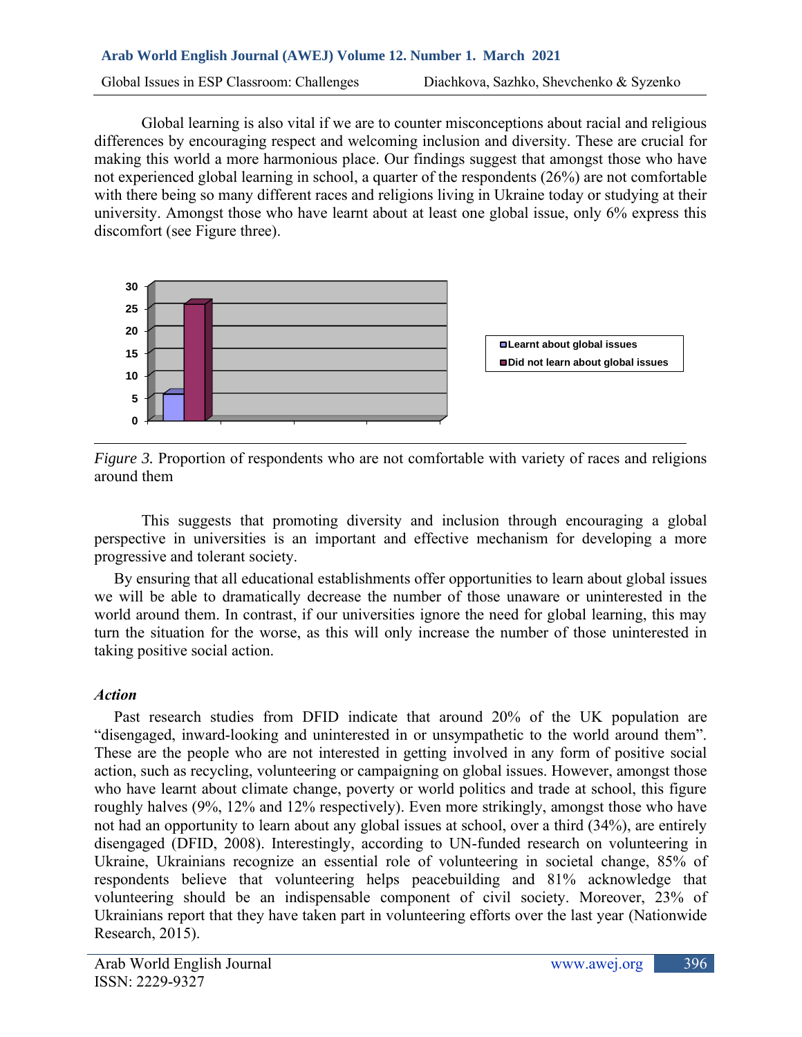Global learning is also vital if we are to counter misconceptions about racial and religious differences by encouraging respect and welcoming inclusion and diversity. These are crucial for making this world a more harmonious place. Our findings suggest that amongst those who have not experienced global learning in school, a quarter of the respondents (26%) are not comfortable with there being so many different races and religions living in Ukraine today or studying at their university. Amongst those who have learnt about at least one global issue, only 6% express this discomfort (see Figure three).

*Figure 3.* Proportion of respondents who are not comfortable with variety of races and religions around them

This suggests that promoting diversity and inclusion through encouraging a global perspective in universities is an important and effective mechanism for developing a more progressive and tolerant society.

By ensuring that all educational establishments offer opportunities to learn about global issues we will be able to dramatically decrease the number of those unaware or uninterested in the world around them. In contrast, if our universities ignore the need for global learning, this may turn the situation for the worse, as this will only increase the number of those uninterested in taking positive social action.

### *Action*

Past research studies from DFID indicate that around 20% of the UK population are "disengaged, inward-looking and uninterested in or unsympathetic to the world around them". These are the people who are not interested in getting involved in any form of positive social action, such as recycling, volunteering or campaigning on global issues. However, amongst those who have learnt about climate change, poverty or world politics and trade at school, this figure roughly halves (9%, 12% and 12% respectively). Even more strikingly, amongst those who have not had an opportunity to learn about any global issues at school, over a third (34%), are entirely disengaged (DFID, 2008). Interestingly, according to UN-funded research on volunteering in Ukraine, Ukrainians recognize an essential role of volunteering in societal change, 85% of respondents believe that volunteering helps peacebuilding and 81% acknowledge that volunteering should be an indispensable component of civil society. Moreover, 23% of Ukrainians report that they have taken part in volunteering efforts over the last year (Nationwide Research, 2015).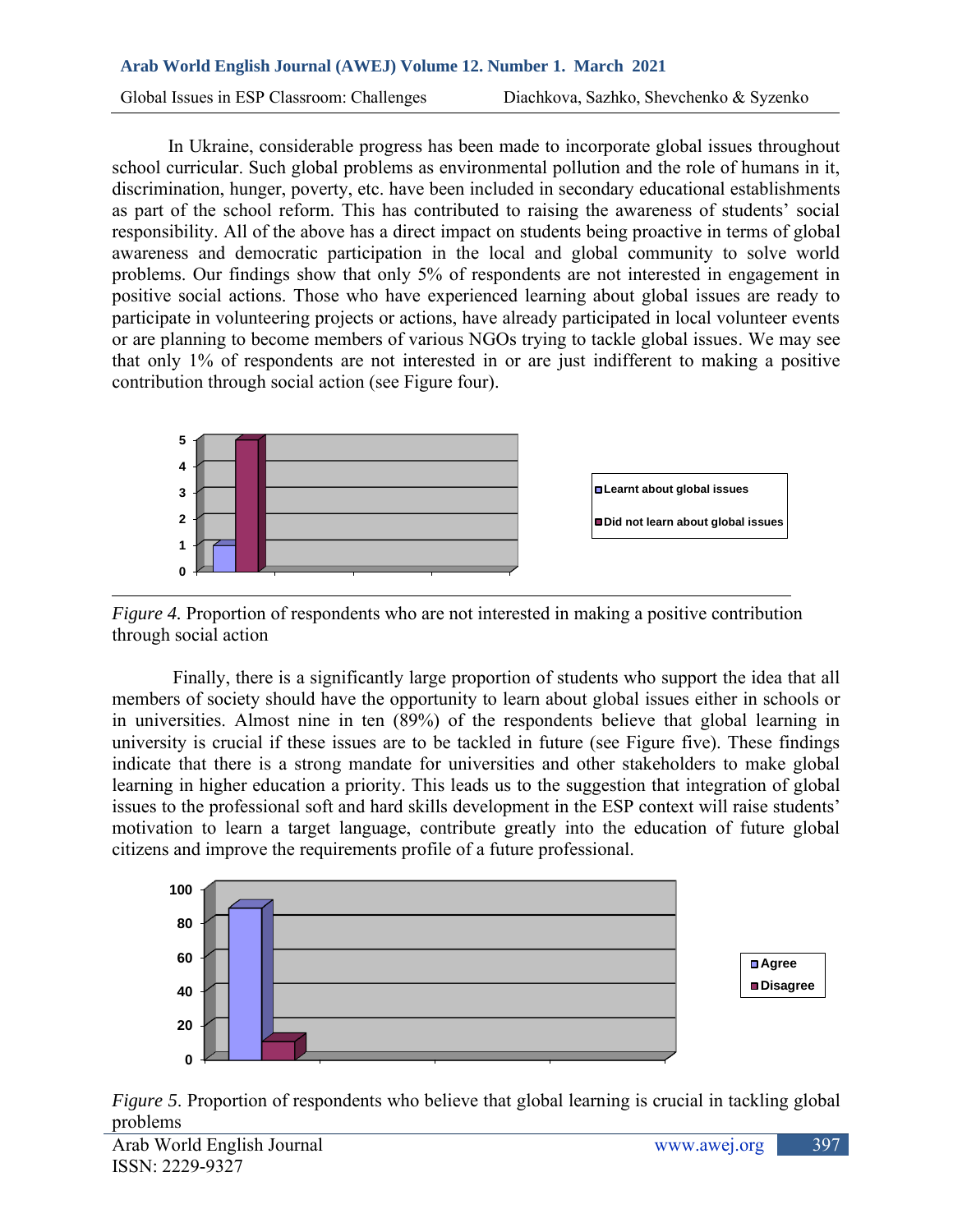In Ukraine, considerable progress has been made to incorporate global issues throughout school curricular. Such global problems as environmental pollution and the role of humans in it, discrimination, hunger, poverty, etc. have been included in secondary educational establishments as part of the school reform. This has contributed to raising the awareness of students' social responsibility. All of the above has a direct impact on students being proactive in terms of global awareness and democratic participation in the local and global community to solve world problems. Our findings show that only 5% of respondents are not interested in engagement in positive social actions. Those who have experienced learning about global issues are ready to participate in volunteering projects or actions, have already participated in local volunteer events or are planning to become members of various NGOs trying to tackle global issues. We may see that only 1% of respondents are not interested in or are just indifferent to making a positive contribution through social action (see Figure four).

*Figure 4.* Proportion of respondents who are not interested in making a positive contribution through social action

Finally, there is a significantly large proportion of students who support the idea that all members of society should have the opportunity to learn about global issues either in schools or in universities. Almost nine in ten (89%) of the respondents believe that global learning in university is crucial if these issues are to be tackled in future (see Figure five). These findings indicate that there is a strong mandate for universities and other stakeholders to make global learning in higher education a priority. This leads us to the suggestion that integration of global issues to the professional soft and hard skills development in the ESP context will raise students' motivation to learn a target language, contribute greatly into the education of future global citizens and improve the requirements profile of a future professional.

*Figure 5*. Proportion of respondents who believe that global learning is crucial in tackling global problems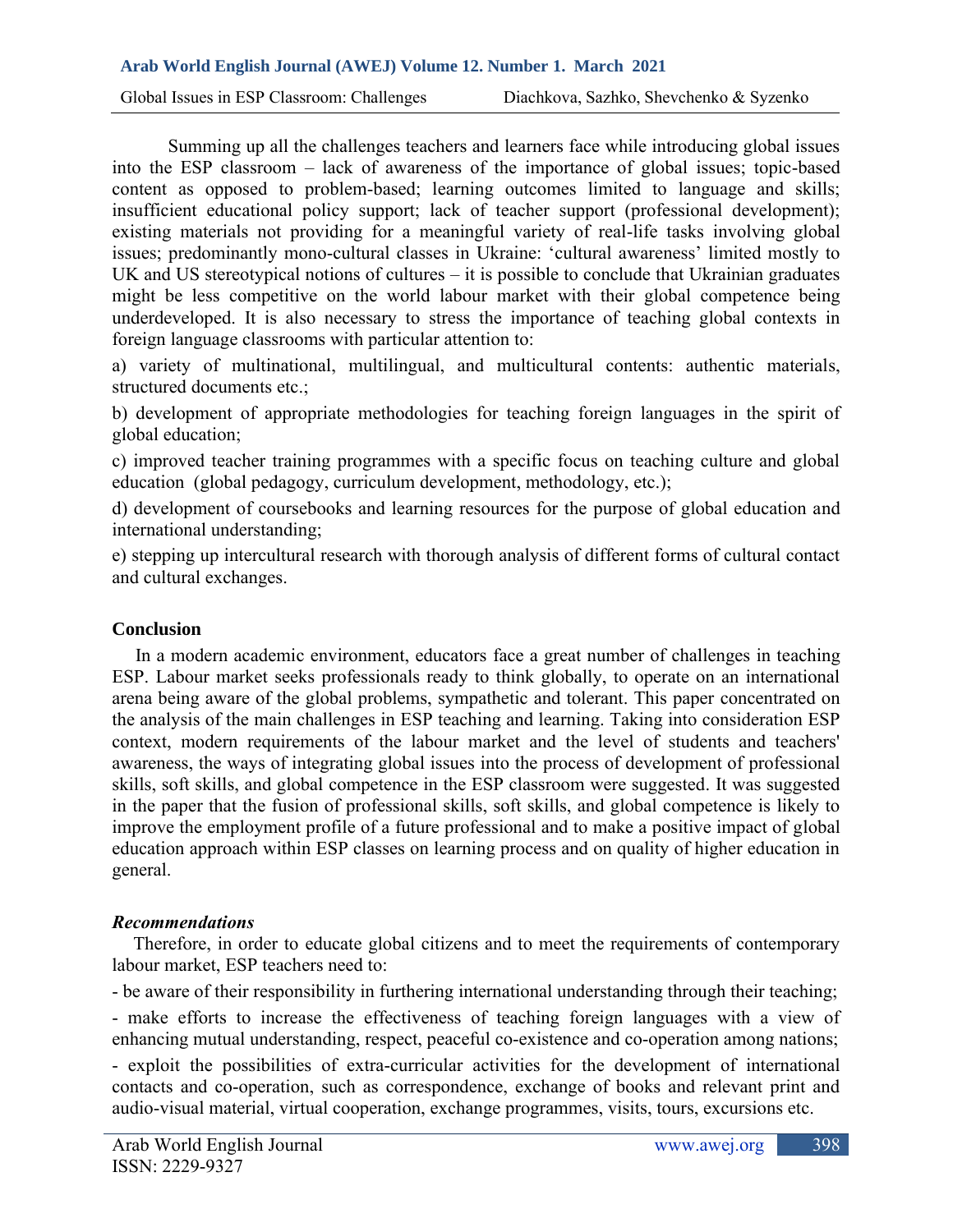Summing up all the challenges teachers and learners face while introducing global issues into the ESP classroom – lack of awareness of the importance of global issues; topic-based content as opposed to problem-based; learning outcomes limited to language and skills; insufficient educational policy support; lack of teacher support (professional development); existing materials not providing for a meaningful variety of real-life tasks involving global issues; predominantly mono-cultural classes in Ukraine: 'cultural awareness' limited mostly to UK and US stereotypical notions of cultures – it is possible to conclude that Ukrainian graduates might be less competitive on the world labour market with their global competence being underdeveloped. It is also necessary to stress the importance of teaching global contexts in foreign language classrooms with particular attention to:

a) variety of multinational, multilingual, and multicultural contents: authentic materials, structured documents etc.;

b) development of appropriate methodologies for teaching foreign languages in the spirit of global education;

c) improved teacher training programmes with a specific focus on teaching culture and global education (global pedagogy, curriculum development, methodology, etc.);

d) development of coursebooks and learning resources for the purpose of global education and international understanding;

e) stepping up intercultural research with thorough analysis of different forms of cultural contact and cultural exchanges.

## Conclusion

In a modern academic environment, educators face a great number of challenges in teaching ESP. Labour market seeks professionals ready to think globally, to operate on an international arena being aware of the global problems, sympathetic and tolerant. This paper concentrated on the analysis of the main challenges in ESP teaching and learning. Taking into consideration ESP context, modern requirements of the labour market and the level of students and teachers' awareness, the ways of integrating global issues into the process of development of professional skills, soft skills, and global competence in the ESP classroom were suggested. It was suggested in the paper that the fusion of professional skills, soft skills, and global competence is likely to improve the employment profile of a future professional and to make a positive impact of global education approach within ESP classes on learning process and on quality of higher education in general.

### *Recommendations*

Therefore, in order to educate global citizens and to meet the requirements of contemporary labour market, ESP teachers need to:

- be aware of their responsibility in furthering international understanding through their teaching;
- make efforts to increase the effectiveness of teaching foreign languages with a view of enhancing mutual understanding, respect, peaceful co-existence and co-operation among nations;
- exploit the possibilities of extra-curricular activities for the development of international contacts and co-operation, such as correspondence, exchange of books and relevant print and audio-visual material, virtual cooperation, exchange programmes, visits, tours, excursions etc.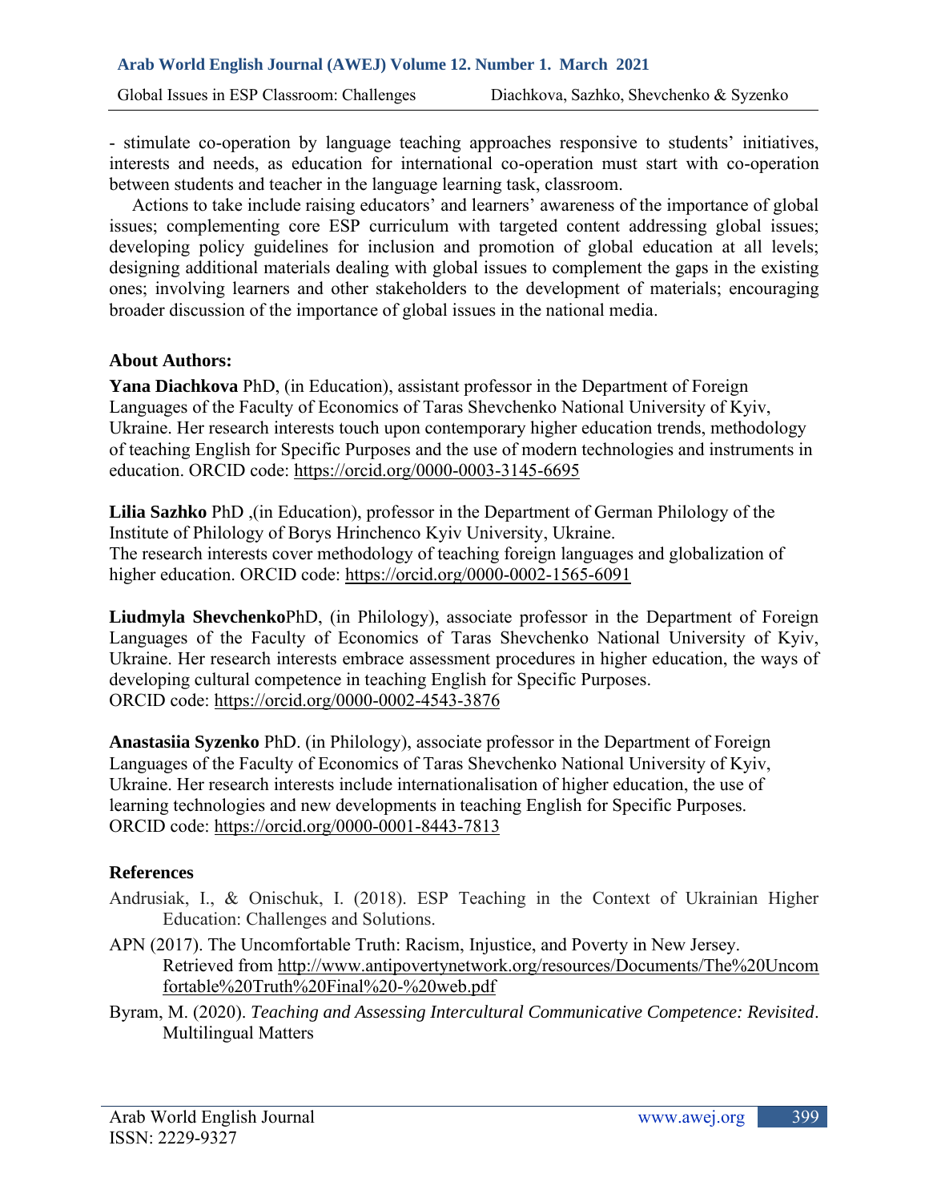- stimulate co-operation by language teaching approaches responsive to students' initiatives, interests and needs, as education for international co-operation must start with co-operation between students and teacher in the language learning task, classroom.

Actions to take include raising educators' and learners' awareness of the importance of global issues; complementing core ESP curriculum with targeted content addressing global issues; developing policy guidelines for inclusion and promotion of global education at all levels; designing additional materials dealing with global issues to complement the gaps in the existing ones; involving learners and other stakeholders to the development of materials; encouraging broader discussion of the importance of global issues in the national media.

**About Authors:**

**Yana Diachkova** PhD, (in Education), assistant professor in the Department of Foreign Languages of the Faculty of Economics of Taras Shevchenko National University of Kyiv, Ukraine. Her research interests touch upon contemporary higher education trends, methodology of teaching English for Specific Purposes and the use of modern technologies and instruments in education. ORCID code: https://orcid.org/0000-0003-3145-6695

**Lilia Sazhko** PhD ,(in Education), professor in the Department of German Philology of the Institute of Philology of Borys Hrinchenco Kyiv University, Ukraine.
The research interests cover methodology of teaching foreign languages and globalization of higher education. ORCID code: https://orcid.org/0000-0002-1565-6091

**Liudmyla Shevchenko**PhD, (in Philology), associate professor in the Department of Foreign Languages of the Faculty of Economics of Taras Shevchenko National University of Kyiv, Ukraine. Her research interests embrace assessment procedures in higher education, the ways of developing cultural competence in teaching English for Specific Purposes.
ORCID code: https://orcid.org/0000-0002-4543-3876

**Anastasiia Syzenko** PhD. (in Philology), associate professor in the Department of Foreign Languages of the Faculty of Economics of Taras Shevchenko National University of Kyiv, Ukraine. Her research interests include internationalisation of higher education, the use of learning technologies and new developments in teaching English for Specific Purposes.
ORCID code: https://orcid.org/0000-0001-8443-7813

**References**

Andrusiak, I., & Onischuk, I. (2018). ESP Teaching in the Context of Ukrainian Higher Education: Challenges and Solutions.

APN (2017). The Uncomfortable Truth: Racism, Injustice, and Poverty in New Jersey. Retrieved from http://www.antipovertynetwork.org/resources/Documents/The%20Uncomfortable%20Truth%20Final%20-%20web.pdf

Byram, M. (2020). *Teaching and Assessing Intercultural Communicative Competence: Revisited*. Multilingual Matters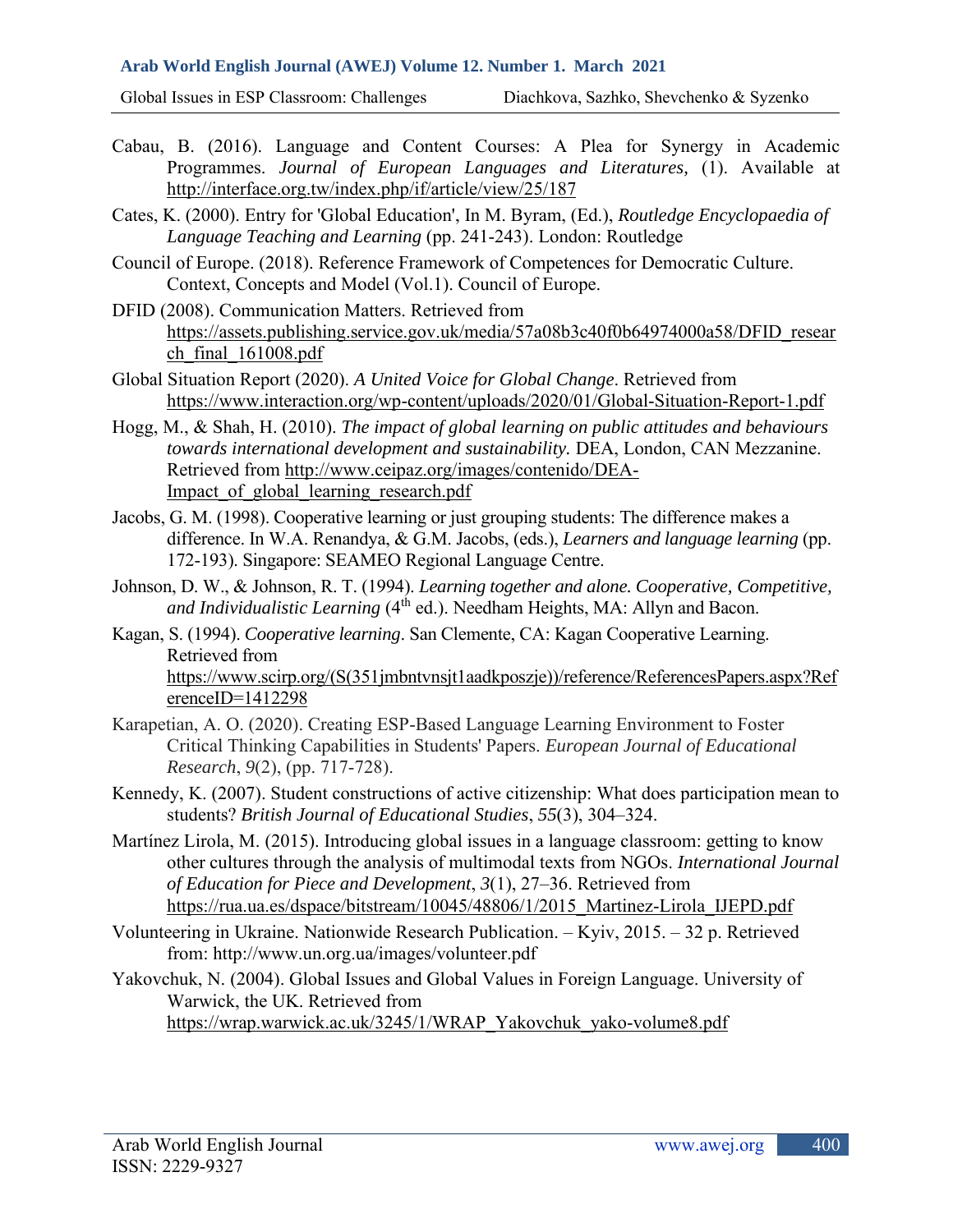Cabau, B. (2016). Language and Content Courses: A Plea for Synergy in Academic Programmes. *Journal of European Languages and Literatures,* (1). Available at http://interface.org.tw/index.php/if/article/view/25/187

Cates, K. (2000). Entry for 'Global Education', In M. Byram, (Ed.), *Routledge Encyclopaedia of Language Teaching and Learning* (pp. 241-243). London: Routledge

Council of Europe. (2018). Reference Framework of Competences for Democratic Culture. Context, Concepts and Model (Vol.1). Council of Europe.

DFID (2008). Communication Matters. Retrieved from https://assets.publishing.service.gov.uk/media/57a08b3c40f0b64974000a58/DFID_research_final_161008.pdf

Global Situation Report (2020). *A United Voice for Global Change*. Retrieved from https://www.interaction.org/wp-content/uploads/2020/01/Global-Situation-Report-1.pdf

Hogg, M., & Shah, H. (2010). *The impact of global learning on public attitudes and behaviours towards international development and sustainability.* DEA, London, CAN Mezzanine. Retrieved from http://www.ceipaz.org/images/contenido/DEA-Impact_of_global_learning_research.pdf

Jacobs, G. M. (1998). Cooperative learning or just grouping students: The difference makes a difference. In W.A. Renandya, & G.M. Jacobs, (eds.), *Learners and language learning* (pp. 172-193). Singapore: SEAMEO Regional Language Centre.

Johnson, D. W., & Johnson, R. T. (1994). *Learning together and alone. Cooperative, Competitive, and Individualistic Learning* (4th ed.). Needham Heights, MA: Allyn and Bacon.

Kagan, S. (1994). *Cooperative learning*. San Clemente, CA: Kagan Cooperative Learning. Retrieved from https://www.scirp.org/(S(351jmbntvnsjt1aadkposzje))/reference/ReferencesPapers.aspx?ReferenceID=1412298

Karapetian, A. O. (2020). Creating ESP-Based Language Learning Environment to Foster Critical Thinking Capabilities in Students' Papers. *European Journal of Educational Research*, *9*(2), (pp. 717-728).

Kennedy, K. (2007). Student constructions of active citizenship: What does participation mean to students? *British Journal of Educational Studies*, *55*(3), 304–324.

Martínez Lirola, M. (2015). Introducing global issues in a language classroom: getting to know other cultures through the analysis of multimodal texts from NGOs. *International Journal of Education for Piece and Development*, *3*(1), 27–36. Retrieved from https://rua.ua.es/dspace/bitstream/10045/48806/1/2015_Martinez-Lirola_IJEPD.pdf

Volunteering in Ukraine. Nationwide Research Publication. – Kyiv, 2015. – 32 p. Retrieved from: http://www.un.org.ua/images/volunteer.pdf

Yakovchuk, N. (2004). Global Issues and Global Values in Foreign Language. University of Warwick, the UK. Retrieved from https://wrap.warwick.ac.uk/3245/1/WRAP_Yakovchuk_yako-volume8.pdf